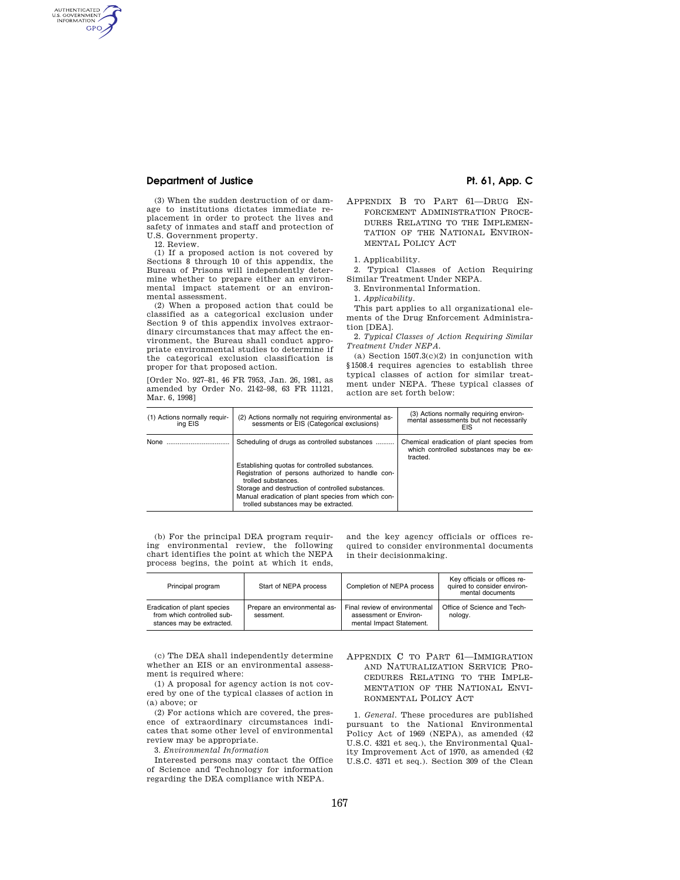(3) When the sudden destruction of or damage to institutions dictates immediate replacement in order to protect the lives and safety of inmates and staff and protection of U.S. Government property.

12. Review.

(1) If a proposed action is not covered by Sections 8 through 10 of this appendix, the Bureau of Prisons will independently determine whether to prepare either an environmental impact statement or an environmental assessment.

(2) When a proposed action that could be classified as a categorical exclusion under Section 9 of this appendix involves extraordinary circumstances that may affect the environment, the Bureau shall conduct appropriate environmental studies to determine if the categorical exclusion classification is proper for that proposed action.

[Order No. 927–81, 46 FR 7953, Jan. 26, 1981, as amended by Order No. 2142–98, 63 FR 11121, Mar. 6, 1998]

## Appendix B to Part 61—Drug Enforcement Administration Procedures Relating to the Implementation of the National Environmental Policy Act

1. Applicability.

2. Typical Classes of Action Requiring Similar Treatment Under NEPA.

3. Environmental Information.

1. *Applicability.*

This part applies to all organizational elements of the Drug Enforcement Administration [DEA].

2. *Typical Classes of Action Requiring Similar Treatment Under NEPA.*

(a) Section 1507.3(c)(2) in conjunction with §1508.4 requires agencies to establish three typical classes of action for similar treatment under NEPA. These typical classes of action are set forth below:

| (1) Actions normally requiring EIS | (2) Actions normally not requiring environmental assessments or EIS (Categorical exclusions) | (3) Actions normally requiring environmental assessments but not necessarily EIS |
|---|---|---|
| None | Scheduling of drugs as controlled substances | Chemical eradication of plant species from which controlled substances may be extracted. |
| | Establishing quotas for controlled substances.<br>Registration of persons authorized to handle controlled substances.<br>Storage and destruction of controlled substances.<br>Manual eradication of plant species from which controlled substances may be extracted. | |

(b) For the principal DEA program requiring environmental review, the following chart identifies the point at which the NEPA process begins, the point at which it ends, and the key agency officials or offices required to consider environmental documents in their decisionmaking.

| Principal program | Start of NEPA process | Completion of NEPA process | Key officials or offices required to consider environmental documents |
|---|---|---|---|
| Eradication of plant species from which controlled substances may be extracted. | Prepare an environmental assessment. | Final review of environmental assessment or Environmental Impact Statement. | Office of Science and Technology. |

(c) The DEA shall independently determine whether an EIS or an environmental assessment is required where:

(1) A proposal for agency action is not covered by one of the typical classes of action in (a) above; or

(2) For actions which are covered, the presence of extraordinary circumstances indicates that some other level of environmental review may be appropriate.

3. *Environmental Information*

Interested persons may contact the Office of Science and Technology for information regarding the DEA compliance with NEPA.

## Appendix C to Part 61—Immigration and Naturalization Service Procedures Relating to the Implementation of the National Environmental Policy Act

1. *General.* These procedures are published pursuant to the National Environmental Policy Act of 1969 (NEPA), as amended (42 U.S.C. 4321 et seq.), the Environmental Quality Improvement Act of 1970, as amended (42 U.S.C. 4371 et seq.). Section 309 of the Clean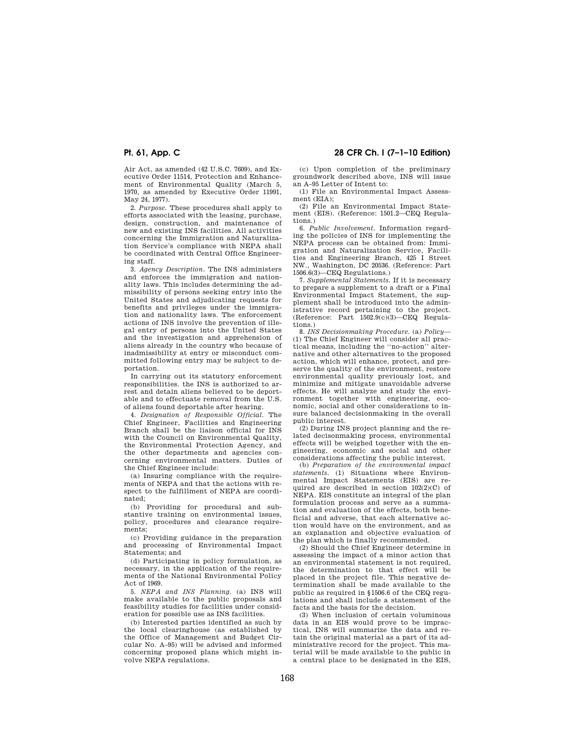Air Act, as amended (42 U.S.C. 7609), and Executive Order 11514, Protection and Enhancement of Environmental Quality (March 5, 1970, as amended by Executive Order 11991, May 24, 1977).

2. *Purpose.* These procedures shall apply to efforts associated with the leasing, purchase, design, construction, and maintenance of new and existing INS facilities. All activities concerning the Immigration and Naturalization Service's compliance with NEPA shall be coordinated with Central Office Engineering staff.

3. *Agency Description.* The INS administers and enforces the immigration and nationality laws. This includes determining the admissibility of persons seeking entry into the United States and adjudicating requests for benefits and privileges under the immigration and nationality laws. The enforcement actions of INS involve the prevention of illegal entry of persons into the United States and the investigation and apprehension of aliens already in the country who because of inadmissibility at entry or misconduct committed following entry may be subject to deportation.

In carrying out its statutory enforcement responsibilities. the INS is authorized to arrest and detain aliens believed to be deportable and to effectuate removal from the U.S. of aliens found deportable after hearing.

4. *Designation of Responsible Official.* The Chief Engineer, Facilities and Engineering Branch shall be the liaison official for INS with the Council on Environmental Quality, the Environmental Protection Agency, and the other departments and agencies concerning environmental matters. Duties of the Chief Engineer include:

(a) Insuring compliance with the requirements of NEPA and that the actions with respect to the fulfillment of NEPA are coordinated;

(b) Providing for procedural and substantive training on environmental issues, policy, procedures and clearance requirements;

(c) Providing guidance in the preparation and processing of Environmental Impact Statements; and

(d) Participating in policy formulation, as necessary, in the application of the requirements of the National Environmental Policy Act of 1969.

5. *NEPA and INS Planning.* (a) INS will make available to the public proposals and feasibility studies for facilities under consideration for possible use as INS facilities.

(b) Interested parties identified as such by the local clearinghouse (as established by the Office of Management and Budget Circular No. A–95) will be advised and informed concerning proposed plans which might involve NEPA regulations.

(c) Upon completion of the preliminary groundwork described above, INS will issue an A–95 Letter of Intent to:

(1) File an Environmental Impact Assessment (EIA);

(2) File an Environmental Impact Statement (EIS). (Reference: 1501.2—CEQ Regulations.)

6. *Public Involvement.* Information regarding the policies of INS for implementing the NEPA process can be obtained from: Immigration and Naturalization Service, Facilities and Engineering Branch, 425 I Street NW., Washington, DC 20536. (Reference: Part 1506.6(3)—CEQ Regulations.)

7. *Supplemental Statements.* If it is necessary to prepare a supplement to a draft or a Final Environmental Impact Statement, the supplement shall be introduced into the administrative record pertaining to the project. (Reference: Part 1502.9(c)(3)—CEQ Regulations.)

8. *INS Decisionmaking Procedure.* (a) *Policy*—(1) The Chief Engineer will consider all practical means, including the "no-action" alternative and other alternatives to the proposed action, which will enhance, protect, and preserve the quality of the environment, restore environmental quality previously lost, and minimize and mitigate unavoidable adverse effects. He will analyze and study the environment together with engineering, economic, social and other considerations to insure balanced decisionmaking in the overall public interest.

(2) During INS project planning and the related decisonmaking process, environmental effects will be weighed together with the engineering, economic and social and other considerations affecting the public interest.

(b) *Preparation of the environmental impact statements.* (1) Situations where Environmental Impact Statements (EIS) are required are described in section 102(2)(C) of NEPA. EIS constitute an integral of the plan formulation process and serve as a summation and evaluation of the effects, both beneficial and adverse, that each alternative action would have on the environment, and as an explanation and objective evaluation of the plan which is finally recommended.

(2) Should the Chief Engineer determine in assessing the impact of a minor action that an environmental statement is not required, the determination to that effect will be placed in the project file. This negative determination shall be made available to the public as required in §1506.6 of the CEQ regulations and shall include a statement of the facts and the basis for the decision.

(3) When inclusion of certain voluminous data in an EIS would prove to be impractical, INS will summarize the data and retain the original material as a part of its administrative record for the project. This material will be made available to the public in a central place to be designated in the EIS,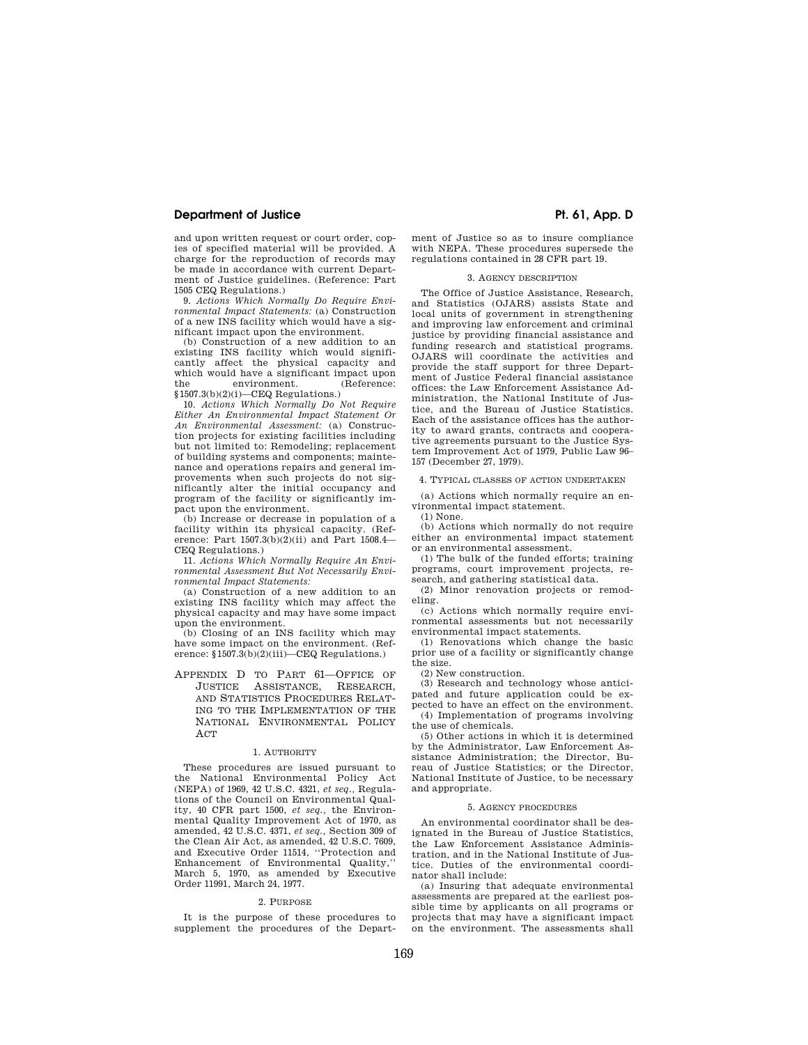and upon written request or court order, copies of specified material will be provided. A charge for the reproduction of records may be made in accordance with current Department of Justice guidelines. (Reference: Part 1505 CEQ Regulations.)

9. *Actions Which Normally Do Require Environmental Impact Statements:* (a) Construction of a new INS facility which would have a significant impact upon the environment.

(b) Construction of a new addition to an existing INS facility which would significantly affect the physical capacity and which would have a significant impact upon the environment. (Reference: §1507.3(b)(2)(i)—CEQ Regulations.)

10. *Actions Which Normally Do Not Require Either An Environmental Impact Statement Or An Environmental Assessment:* (a) Construction projects for existing facilities including but not limited to: Remodeling; replacement of building systems and components; maintenance and operations repairs and general improvements when such projects do not significantly alter the initial occupancy and program of the facility or significantly impact upon the environment.

(b) Increase or decrease in population of a facility within its physical capacity. (Reference: Part 1507.3(b)(2)(ii) and Part 1508.4—CEQ Regulations.)

11. *Actions Which Normally Require An Environmental Assessment But Not Necessarily Environmental Impact Statements:*

(a) Construction of a new addition to an existing INS facility which may affect the physical capacity and may have some impact upon the environment.

(b) Closing of an INS facility which may have some impact on the environment. (Reference: §1507.3(b)(2)(iii)—CEQ Regulations.)

# APPENDIX D TO PART 61—OFFICE OF JUSTICE ASSISTANCE, RESEARCH, AND STATISTICS PROCEDURES RELATING TO THE IMPLEMENTATION OF THE NATIONAL ENVIRONMENTAL POLICY ACT

## 1. AUTHORITY

These procedures are issued pursuant to the National Environmental Policy Act (NEPA) of 1969, 42 U.S.C. 4321, *et seq.*, Regulations of the Council on Environmental Quality, 40 CFR part 1500, *et seq.*, the Environmental Quality Improvement Act of 1970, as amended, 42 U.S.C. 4371, *et seq.*, Section 309 of the Clean Air Act, as amended, 42 U.S.C. 7609, and Executive Order 11514, ''Protection and Enhancement of Environmental Quality,'' March 5, 1970, as amended by Executive Order 11991, March 24, 1977.

## 2. PURPOSE

It is the purpose of these procedures to supplement the procedures of the Department of Justice so as to insure compliance with NEPA. These procedures supersede the regulations contained in 28 CFR part 19.

## 3. AGENCY DESCRIPTION

The Office of Justice Assistance, Research, and Statistics (OJARS) assists State and local units of government in strengthening and improving law enforcement and criminal justice by providing financial assistance and funding research and statistical programs. OJARS will coordinate the activities and provide the staff support for three Department of Justice Federal financial assistance offices: the Law Enforcement Assistance Administration, the National Institute of Justice, and the Bureau of Justice Statistics. Each of the assistance offices has the authority to award grants, contracts and cooperative agreements pursuant to the Justice System Improvement Act of 1979, Public Law 96–157 (December 27, 1979).

## 4. TYPICAL CLASSES OF ACTION UNDERTAKEN

(a) Actions which normally require an environmental impact statement.

(1) None.

(b) Actions which normally do not require either an environmental impact statement or an environmental assessment.

(1) The bulk of the funded efforts; training programs, court improvement projects, research, and gathering statistical data.

(2) Minor renovation projects or remodeling.

(c) Actions which normally require environmental assessments but not necessarily environmental impact statements.

(1) Renovations which change the basic prior use of a facility or significantly change the size.

(2) New construction.

(3) Research and technology whose anticipated and future application could be expected to have an effect on the environment.

(4) Implementation of programs involving the use of chemicals.

(5) Other actions in which it is determined by the Administrator, Law Enforcement Assistance Administration; the Director, Bureau of Justice Statistics; or the Director, National Institute of Justice, to be necessary and appropriate.

## 5. AGENCY PROCEDURES

An environmental coordinator shall be designated in the Bureau of Justice Statistics, the Law Enforcement Assistance Administration, and in the National Institute of Justice. Duties of the environmental coordinator shall include:

(a) Insuring that adequate environmental assessments are prepared at the earliest possible time by applicants on all programs or projects that may have a significant impact on the environment. The assessments shall